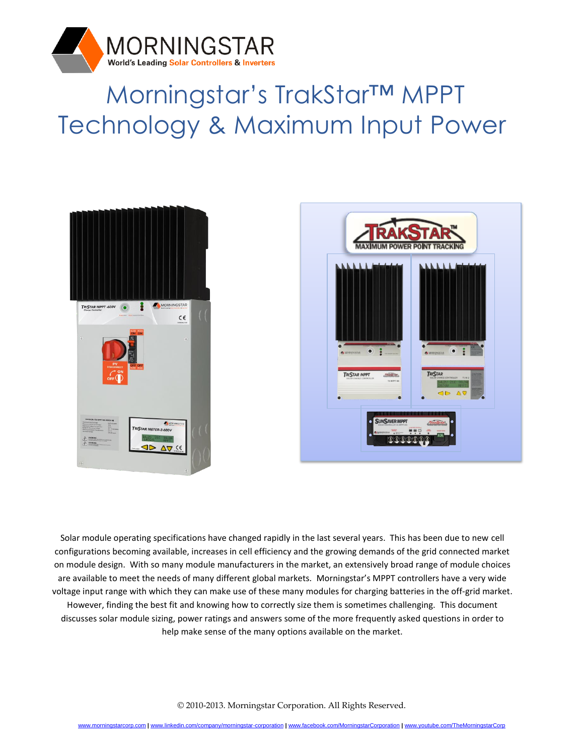MORNINGSTAR
World's Leading Solar Controllers & Inverters

# Morningstar's TrakStar™ MPPT Technology & Maximum Input Power

Solar module operating specifications have changed rapidly in the last several years. This has been due to new cell configurations becoming available, increases in cell efficiency and the growing demands of the grid connected market on module design. With so many module manufacturers in the market, an extensively broad range of module choices are available to meet the needs of many different global markets. Morningstar's MPPT controllers have a very wide voltage input range with which they can make use of these many modules for charging batteries in the off-grid market. However, finding the best fit and knowing how to correctly size them is sometimes challenging. This document discusses solar module sizing, power ratings and answers some of the more frequently asked questions in order to help make sense of the many options available on the market.

© 2010-2013. Morningstar Corporation. All Rights Reserved.

www.morningstarcorp.com | www.linkedin.com/company/morningstar-corporation | www.facebook.com/MorningstarCorporation | www.youtube.com/TheMorningstarCorp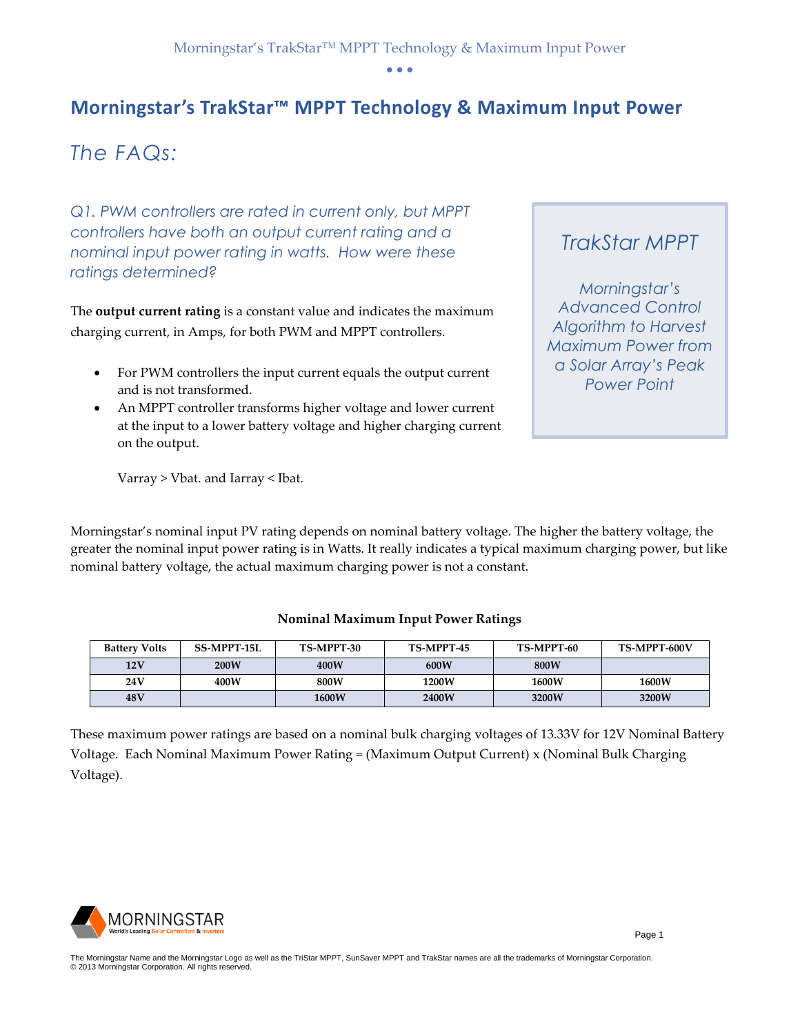# Morningstar's TrakStar™ MPPT Technology & Maximum Input Power

## *The FAQs:*

*Q1. PWM controllers are rated in current only, but MPPT controllers have both an output current rating and a nominal input power rating in watts. How were these ratings determined?*

The **output current rating** is a constant value and indicates the maximum charging current, in Amps, for both PWM and MPPT controllers.

- For PWM controllers the input current equals the output current and is not transformed.
- An MPPT controller transforms higher voltage and lower current at the input to a lower battery voltage and higher charging current on the output.

Varray > Vbat. and Iarray < Ibat.

*TrakStar MPPT*

*Morningstar's Advanced Control Algorithm to Harvest Maximum Power from a Solar Array's Peak Power Point*

Morningstar's nominal input PV rating depends on nominal battery voltage. The higher the battery voltage, the greater the nominal input power rating is in Watts. It really indicates a typical maximum charging power, but like nominal battery voltage, the actual maximum charging power is not a constant.

**Nominal Maximum Input Power Ratings**

| Battery Volts | SS-MPPT-15L | TS-MPPT-30 | TS-MPPT-45 | TS-MPPT-60 | TS-MPPT-600V |
|---|---|---|---|---|---|
| 12V | 200W | 400W | 600W | 800W | |
| 24V | 400W | 800W | 1200W | 1600W | 1600W |
| 48V | | 1600W | 2400W | 3200W | 3200W |

These maximum power ratings are based on a nominal bulk charging voltages of 13.33V for 12V Nominal Battery Voltage. Each Nominal Maximum Power Rating = (Maximum Output Current) x (Nominal Bulk Charging Voltage).

The Morningstar Name and the Morningstar Logo as well as the TriStar MPPT, SunSaver MPPT and TrakStar names are all the trademarks of Morningstar Corporation.
© 2013 Morningstar Corporation. All rights reserved.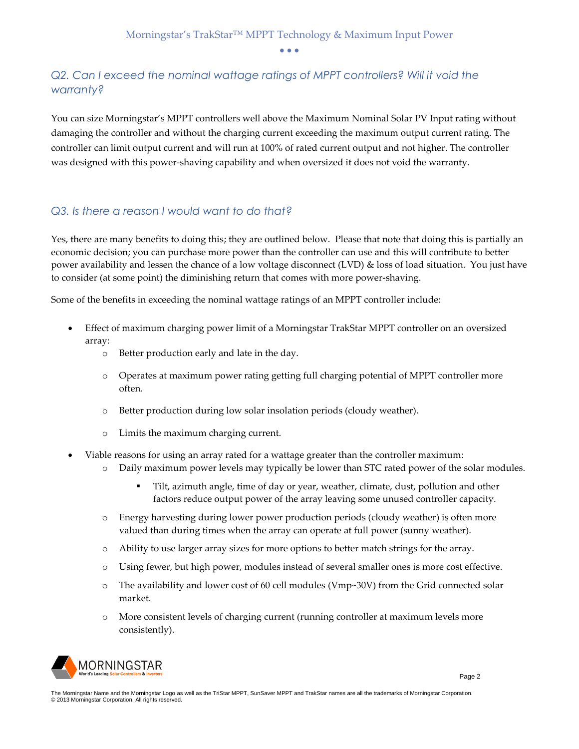## Q2. Can I exceed the nominal wattage ratings of MPPT controllers? Will it void the warranty?

You can size Morningstar's MPPT controllers well above the Maximum Nominal Solar PV Input rating without damaging the controller and without the charging current exceeding the maximum output current rating. The controller can limit output current and will run at 100% of rated current output and not higher. The controller was designed with this power-shaving capability and when oversized it does not void the warranty.

## Q3. Is there a reason I would want to do that?

Yes, there are many benefits to doing this; they are outlined below. Please that note that doing this is partially an economic decision; you can purchase more power than the controller can use and this will contribute to better power availability and lessen the chance of a low voltage disconnect (LVD) & loss of load situation. You just have to consider (at some point) the diminishing return that comes with more power-shaving.

Some of the benefits in exceeding the nominal wattage ratings of an MPPT controller include:

- Effect of maximum charging power limit of a Morningstar TrakStar MPPT controller on an oversized array:
  - Better production early and late in the day.
  - Operates at maximum power rating getting full charging potential of MPPT controller more often.
  - Better production during low solar insolation periods (cloudy weather).
  - Limits the maximum charging current.
- Viable reasons for using an array rated for a wattage greater than the controller maximum:
  - Daily maximum power levels may typically be lower than STC rated power of the solar modules.
    - Tilt, azimuth angle, time of day or year, weather, climate, dust, pollution and other factors reduce output power of the array leaving some unused controller capacity.
  - Energy harvesting during lower power production periods (cloudy weather) is often more valued than during times when the array can operate at full power (sunny weather).
  - Ability to use larger array sizes for more options to better match strings for the array.
  - Using fewer, but high power, modules instead of several smaller ones is more cost effective.
  - The availability and lower cost of 60 cell modules (Vmp~30V) from the Grid connected solar market.
  - More consistent levels of charging current (running controller at maximum levels more consistently).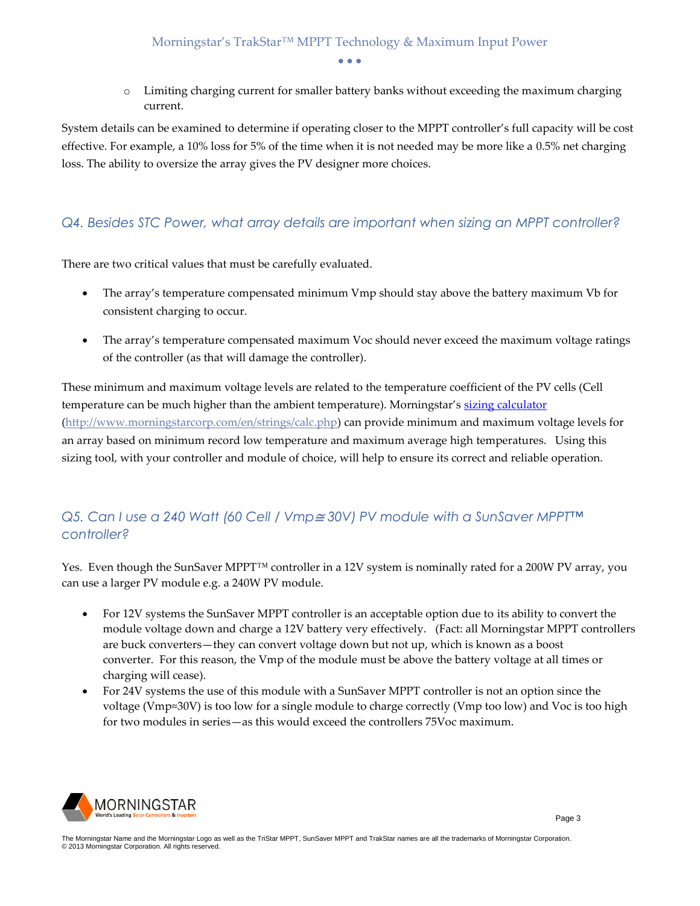- Limiting charging current for smaller battery banks without exceeding the maximum charging current.

System details can be examined to determine if operating closer to the MPPT controller's full capacity will be cost effective. For example, a 10% loss for 5% of the time when it is not needed may be more like a 0.5% net charging loss. The ability to oversize the array gives the PV designer more choices.

## *Q4. Besides STC Power, what array details are important when sizing an MPPT controller?*

There are two critical values that must be carefully evaluated.

- The array's temperature compensated minimum Vmp should stay above the battery maximum Vb for consistent charging to occur.
- The array's temperature compensated maximum Voc should never exceed the maximum voltage ratings of the controller (as that will damage the controller).

These minimum and maximum voltage levels are related to the temperature coefficient of the PV cells (Cell temperature can be much higher than the ambient temperature). Morningstar's [sizing calculator](http://www.morningstarcorp.com/en/strings/calc.php) (http://www.morningstarcorp.com/en/strings/calc.php) can provide minimum and maximum voltage levels for an array based on minimum record low temperature and maximum average high temperatures. Using this sizing tool, with your controller and module of choice, will help to ensure its correct and reliable operation.

## *Q5. Can I use a 240 Watt (60 Cell / Vmp≅30V) PV module with a SunSaver MPPT™ controller?*

Yes. Even though the SunSaver MPPT™ controller in a 12V system is nominally rated for a 200W PV array, you can use a larger PV module e.g. a 240W PV module.

- For 12V systems the SunSaver MPPT controller is an acceptable option due to its ability to convert the module voltage down and charge a 12V battery very effectively. (Fact: all Morningstar MPPT controllers are buck converters—they can convert voltage down but not up, which is known as a boost converter. For this reason, the Vmp of the module must be above the battery voltage at all times or charging will cease).
- For 24V systems the use of this module with a SunSaver MPPT controller is not an option since the voltage (Vmp≈30V) is too low for a single module to charge correctly (Vmp too low) and Voc is too high for two modules in series—as this would exceed the controllers 75Voc maximum.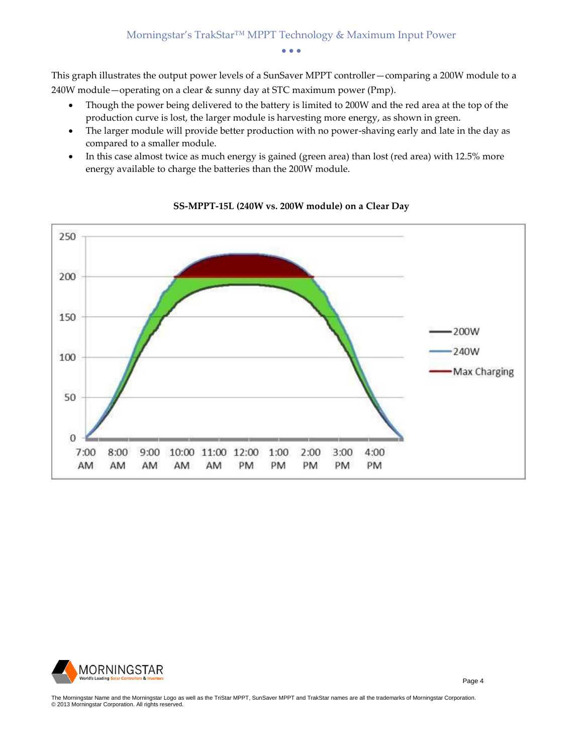This graph illustrates the output power levels of a SunSaver MPPT controller—comparing a 200W module to a 240W module—operating on a clear & sunny day at STC maximum power (Pmp).

- Though the power being delivered to the battery is limited to 200W and the red area at the top of the production curve is lost, the larger module is harvesting more energy, as shown in green.
- The larger module will provide better production with no power-shaving early and late in the day as compared to a smaller module.
- In this case almost twice as much energy is gained (green area) than lost (red area) with 12.5% more energy available to charge the batteries than the 200W module.

**SS-MPPT-15L (240W vs. 200W module) on a Clear Day**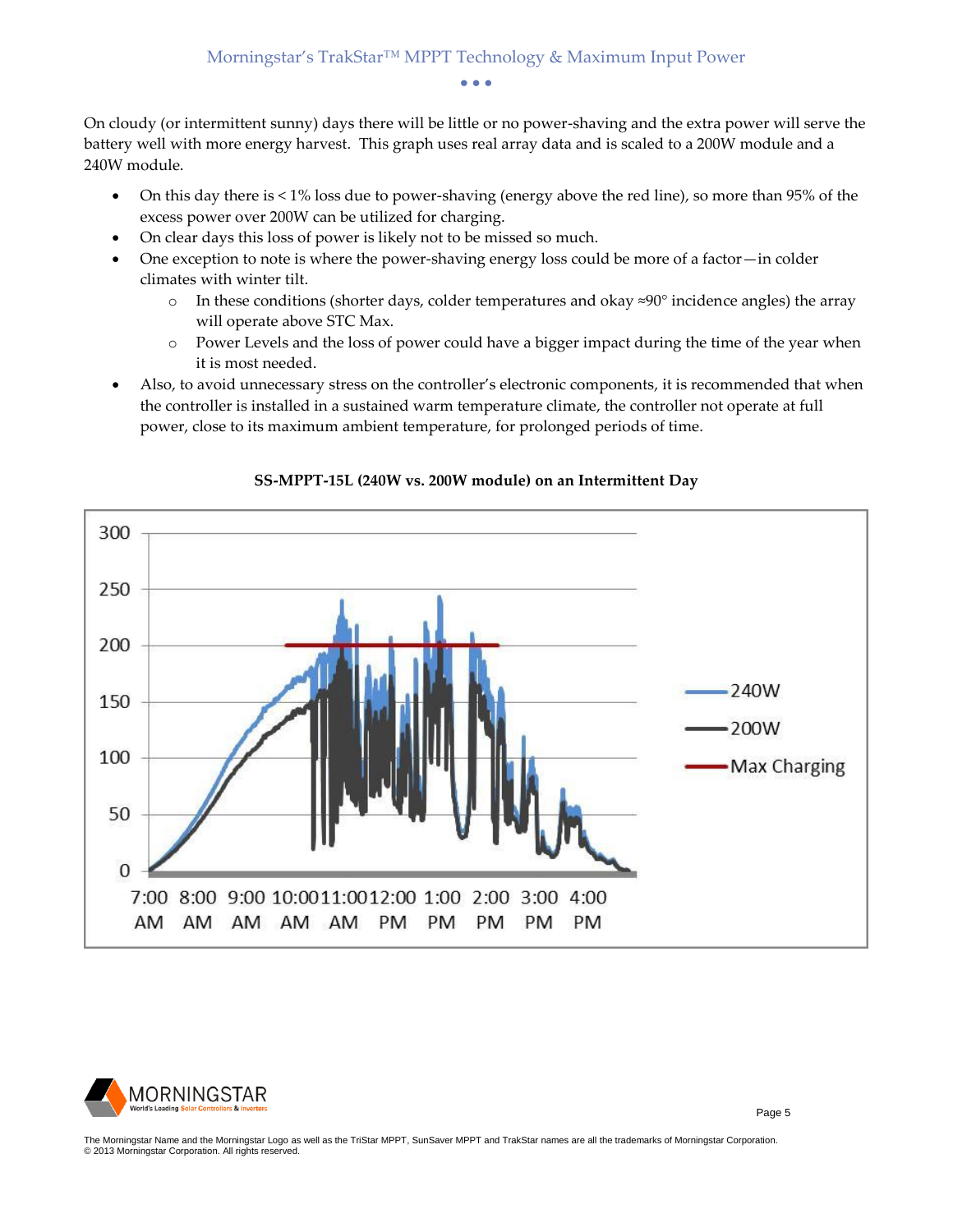On cloudy (or intermittent sunny) days there will be little or no power-shaving and the extra power will serve the battery well with more energy harvest. This graph uses real array data and is scaled to a 200W module and a 240W module.

- On this day there is < 1% loss due to power-shaving (energy above the red line), so more than 95% of the excess power over 200W can be utilized for charging.
- On clear days this loss of power is likely not to be missed so much.
- One exception to note is where the power-shaving energy loss could be more of a factor—in colder climates with winter tilt.
  - In these conditions (shorter days, colder temperatures and okay ≈90° incidence angles) the array will operate above STC Max.
  - Power Levels and the loss of power could have a bigger impact during the time of the year when it is most needed.
- Also, to avoid unnecessary stress on the controller's electronic components, it is recommended that when the controller is installed in a sustained warm temperature climate, the controller not operate at full power, close to its maximum ambient temperature, for prolonged periods of time.

**SS-MPPT-15L (240W vs. 200W module) on an Intermittent Day**

The Morningstar Name and the Morningstar Logo as well as the TriStar MPPT, SunSaver MPPT and TrakStar names are all the trademarks of Morningstar Corporation.
© 2013 Morningstar Corporation. All rights reserved.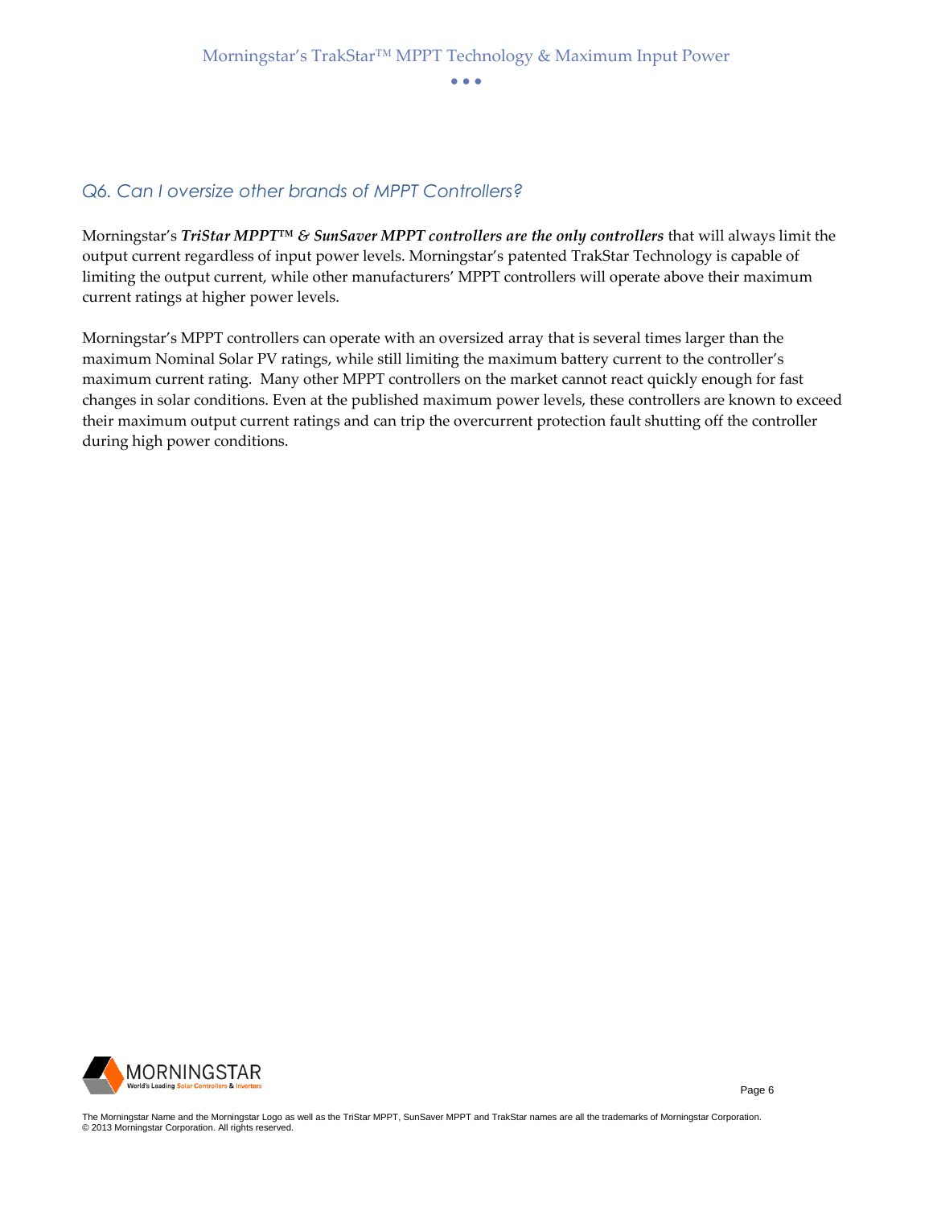## *Q6. Can I oversize other brands of MPPT Controllers?*

Morningstar's ***TriStar MPPT™ & SunSaver MPPT controllers are the only controllers*** that will always limit the output current regardless of input power levels. Morningstar's patented TrakStar Technology is capable of limiting the output current, while other manufacturers' MPPT controllers will operate above their maximum current ratings at higher power levels.

Morningstar's MPPT controllers can operate with an oversized array that is several times larger than the maximum Nominal Solar PV ratings, while still limiting the maximum battery current to the controller's maximum current rating. Many other MPPT controllers on the market cannot react quickly enough for fast changes in solar conditions. Even at the published maximum power levels, these controllers are known to exceed their maximum output current ratings and can trip the overcurrent protection fault shutting off the controller during high power conditions.